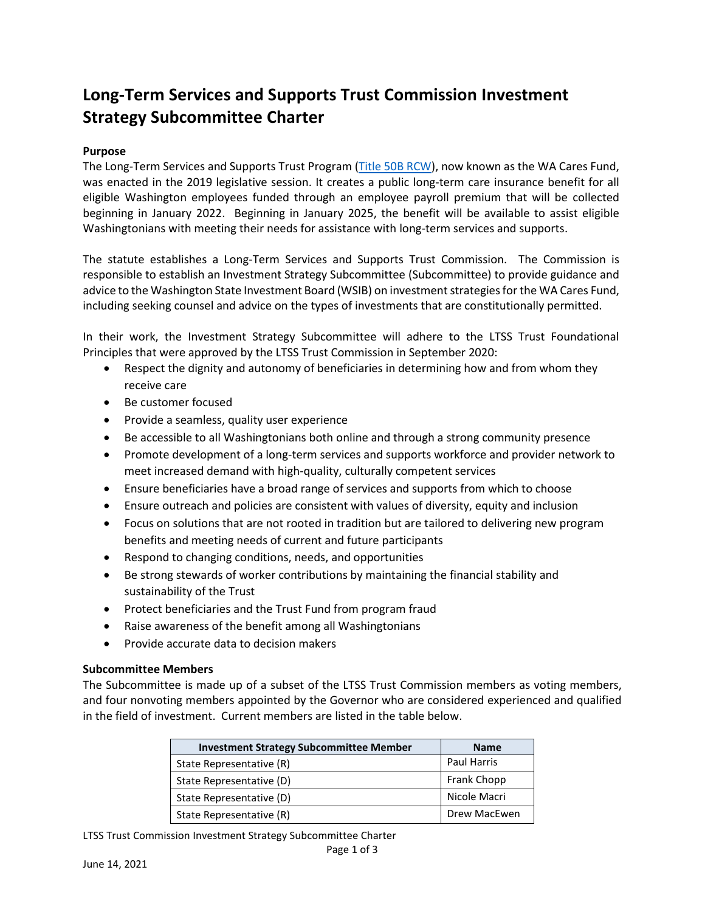# Long-Term Services and Supports Trust Commission Investment Strategy Subcommittee Charter

**Purpose**

The Long-Term Services and Supports Trust Program ([Title 50B RCW](Title 50B RCW)), now known as the WA Cares Fund, was enacted in the 2019 legislative session. It creates a public long-term care insurance benefit for all eligible Washington employees funded through an employee payroll premium that will be collected beginning in January 2022. Beginning in January 2025, the benefit will be available to assist eligible Washingtonians with meeting their needs for assistance with long-term services and supports.

The statute establishes a Long-Term Services and Supports Trust Commission. The Commission is responsible to establish an Investment Strategy Subcommittee (Subcommittee) to provide guidance and advice to the Washington State Investment Board (WSIB) on investment strategies for the WA Cares Fund, including seeking counsel and advice on the types of investments that are constitutionally permitted.

In their work, the Investment Strategy Subcommittee will adhere to the LTSS Trust Foundational Principles that were approved by the LTSS Trust Commission in September 2020:

- Respect the dignity and autonomy of beneficiaries in determining how and from whom they receive care
- Be customer focused
- Provide a seamless, quality user experience
- Be accessible to all Washingtonians both online and through a strong community presence
- Promote development of a long-term services and supports workforce and provider network to meet increased demand with high-quality, culturally competent services
- Ensure beneficiaries have a broad range of services and supports from which to choose
- Ensure outreach and policies are consistent with values of diversity, equity and inclusion
- Focus on solutions that are not rooted in tradition but are tailored to delivering new program benefits and meeting needs of current and future participants
- Respond to changing conditions, needs, and opportunities
- Be strong stewards of worker contributions by maintaining the financial stability and sustainability of the Trust
- Protect beneficiaries and the Trust Fund from program fraud
- Raise awareness of the benefit among all Washingtonians
- Provide accurate data to decision makers

**Subcommittee Members**

The Subcommittee is made up of a subset of the LTSS Trust Commission members as voting members, and four nonvoting members appointed by the Governor who are considered experienced and qualified in the field of investment. Current members are listed in the table below.

| Investment Strategy Subcommittee Member | Name |
|---|---|
| State Representative (R) | Paul Harris |
| State Representative (D) | Frank Chopp |
| State Representative (D) | Nicole Macri |
| State Representative (R) | Drew MacEwen |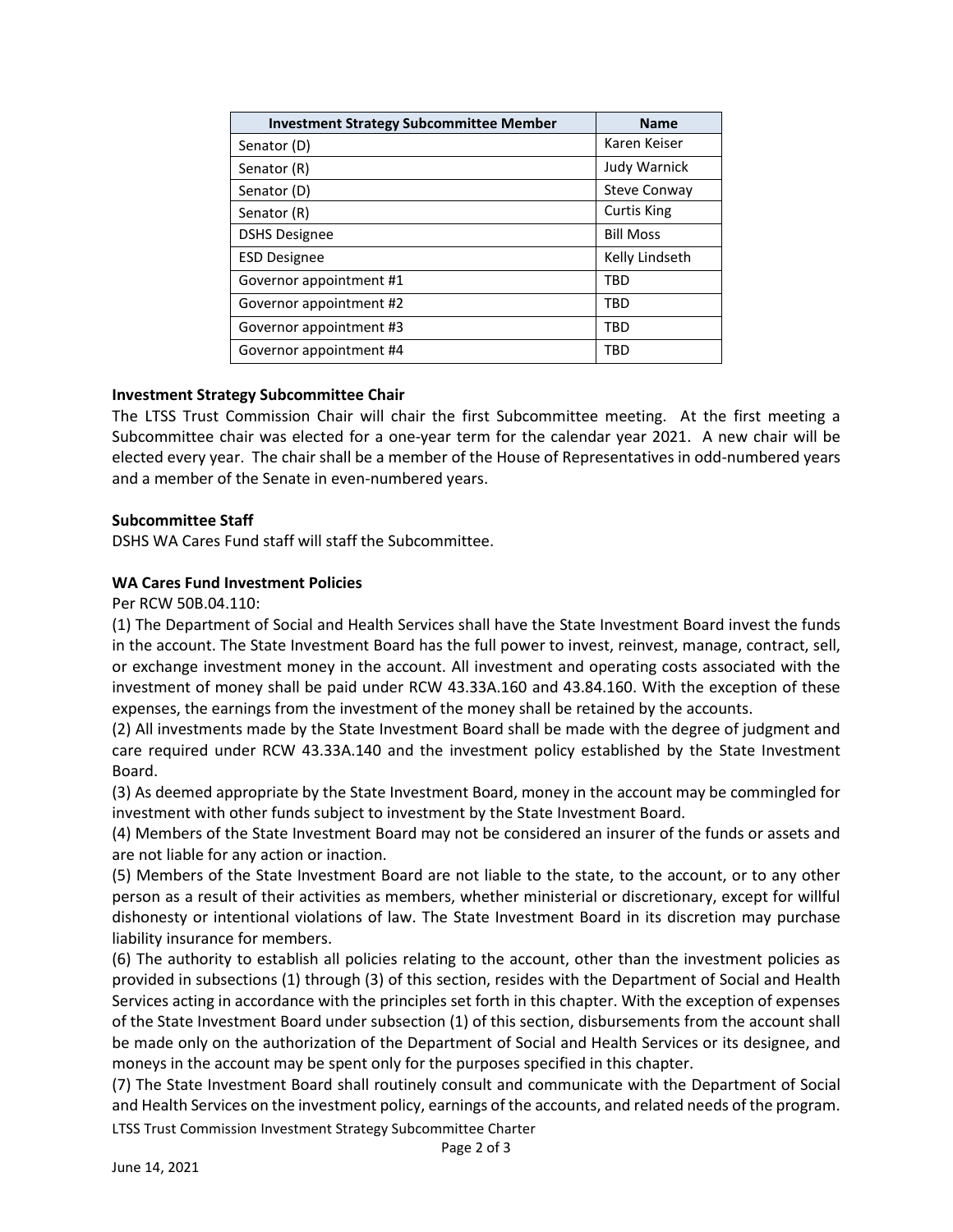| Investment Strategy Subcommittee Member | Name |
| --- | --- |
| Senator (D) | Karen Keiser |
| Senator (R) | Judy Warnick |
| Senator (D) | Steve Conway |
| Senator (R) | Curtis King |
| DSHS Designee | Bill Moss |
| ESD Designee | Kelly Lindseth |
| Governor appointment #1 | TBD |
| Governor appointment #2 | TBD |
| Governor appointment #3 | TBD |
| Governor appointment #4 | TBD |

**Investment Strategy Subcommittee Chair**

The LTSS Trust Commission Chair will chair the first Subcommittee meeting. At the first meeting a Subcommittee chair was elected for a one-year term for the calendar year 2021. A new chair will be elected every year. The chair shall be a member of the House of Representatives in odd-numbered years and a member of the Senate in even-numbered years.

**Subcommittee Staff**

DSHS WA Cares Fund staff will staff the Subcommittee.

**WA Cares Fund Investment Policies**

Per RCW 50B.04.110:

(1) The Department of Social and Health Services shall have the State Investment Board invest the funds in the account. The State Investment Board has the full power to invest, reinvest, manage, contract, sell, or exchange investment money in the account. All investment and operating costs associated with the investment of money shall be paid under RCW 43.33A.160 and 43.84.160. With the exception of these expenses, the earnings from the investment of the money shall be retained by the accounts.

(2) All investments made by the State Investment Board shall be made with the degree of judgment and care required under RCW 43.33A.140 and the investment policy established by the State Investment Board.

(3) As deemed appropriate by the State Investment Board, money in the account may be commingled for investment with other funds subject to investment by the State Investment Board.

(4) Members of the State Investment Board may not be considered an insurer of the funds or assets and are not liable for any action or inaction.

(5) Members of the State Investment Board are not liable to the state, to the account, or to any other person as a result of their activities as members, whether ministerial or discretionary, except for willful dishonesty or intentional violations of law. The State Investment Board in its discretion may purchase liability insurance for members.

(6) The authority to establish all policies relating to the account, other than the investment policies as provided in subsections (1) through (3) of this section, resides with the Department of Social and Health Services acting in accordance with the principles set forth in this chapter. With the exception of expenses of the State Investment Board under subsection (1) of this section, disbursements from the account shall be made only on the authorization of the Department of Social and Health Services or its designee, and moneys in the account may be spent only for the purposes specified in this chapter.

(7) The State Investment Board shall routinely consult and communicate with the Department of Social and Health Services on the investment policy, earnings of the accounts, and related needs of the program.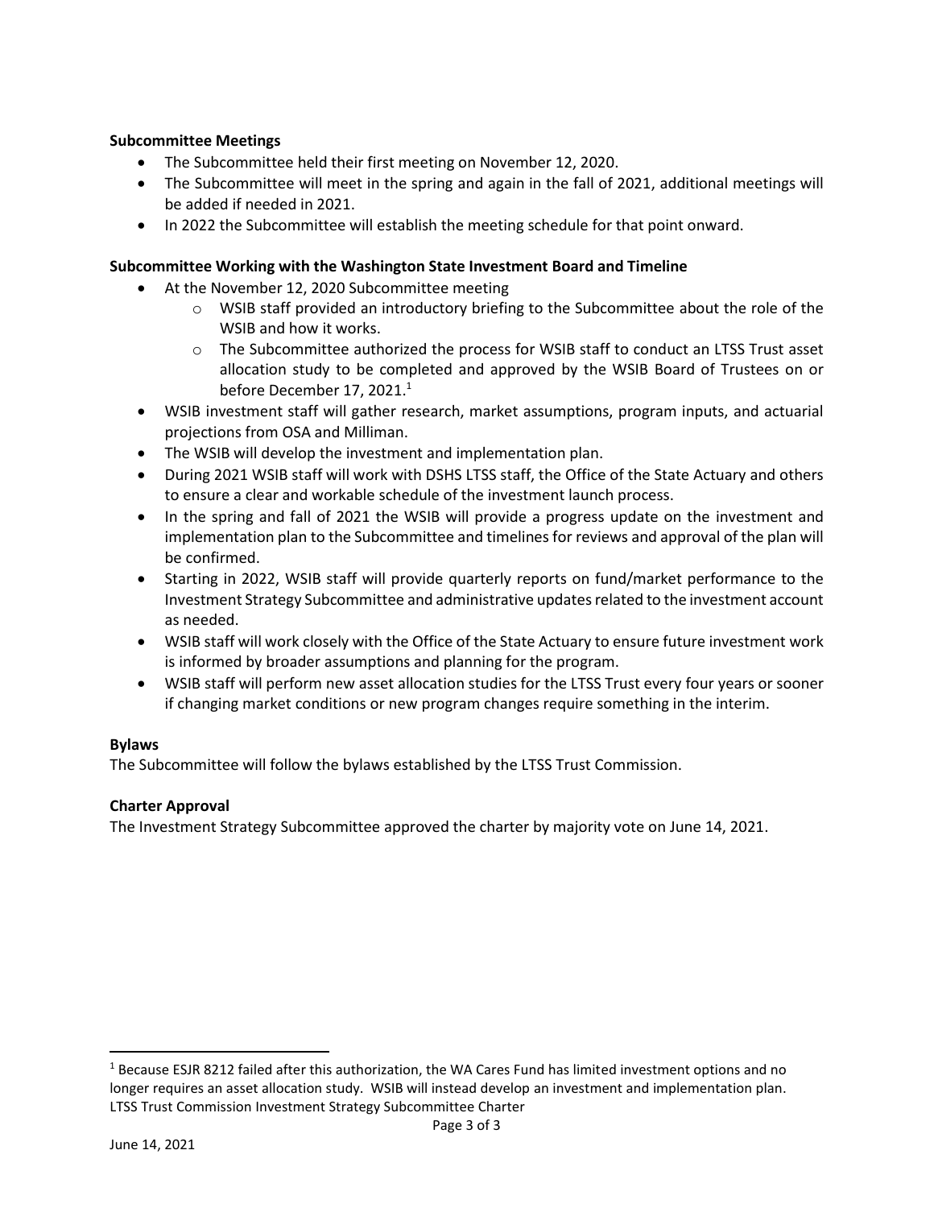**Subcommittee Meetings**

- The Subcommittee held their first meeting on November 12, 2020.
- The Subcommittee will meet in the spring and again in the fall of 2021, additional meetings will be added if needed in 2021.
- In 2022 the Subcommittee will establish the meeting schedule for that point onward.

**Subcommittee Working with the Washington State Investment Board and Timeline**

- At the November 12, 2020 Subcommittee meeting
  - WSIB staff provided an introductory briefing to the Subcommittee about the role of the WSIB and how it works.
  - The Subcommittee authorized the process for WSIB staff to conduct an LTSS Trust asset allocation study to be completed and approved by the WSIB Board of Trustees on or before December 17, 2021.[1]
- WSIB investment staff will gather research, market assumptions, program inputs, and actuarial projections from OSA and Milliman.
- The WSIB will develop the investment and implementation plan.
- During 2021 WSIB staff will work with DSHS LTSS staff, the Office of the State Actuary and others to ensure a clear and workable schedule of the investment launch process.
- In the spring and fall of 2021 the WSIB will provide a progress update on the investment and implementation plan to the Subcommittee and timelines for reviews and approval of the plan will be confirmed.
- Starting in 2022, WSIB staff will provide quarterly reports on fund/market performance to the Investment Strategy Subcommittee and administrative updates related to the investment account as needed.
- WSIB staff will work closely with the Office of the State Actuary to ensure future investment work is informed by broader assumptions and planning for the program.
- WSIB staff will perform new asset allocation studies for the LTSS Trust every four years or sooner if changing market conditions or new program changes require something in the interim.

**Bylaws**

The Subcommittee will follow the bylaws established by the LTSS Trust Commission.

**Charter Approval**

The Investment Strategy Subcommittee approved the charter by majority vote on June 14, 2021.

---

[1] Because ESJR 8212 failed after this authorization, the WA Cares Fund has limited investment options and no longer requires an asset allocation study. WSIB will instead develop an investment and implementation plan.